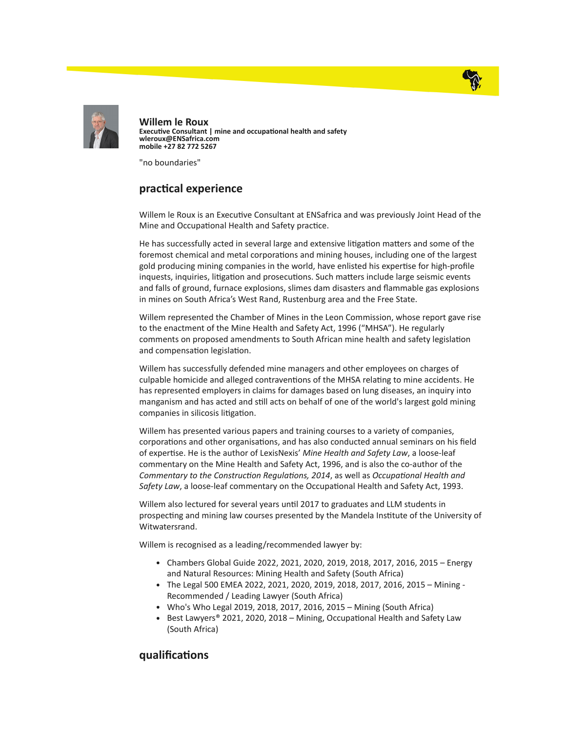# Willem le Roux

**Executive Consultant | mine and occupational health and safety**
**wleroux@ENSafrica.com**
**mobile +27 82 772 5267**

"no boundaries"

## practical experience

Willem le Roux is an Executive Consultant at ENSafrica and was previously Joint Head of the Mine and Occupational Health and Safety practice.

He has successfully acted in several large and extensive litigation matters and some of the foremost chemical and metal corporations and mining houses, including one of the largest gold producing mining companies in the world, have enlisted his expertise for high-profile inquests, inquiries, litigation and prosecutions. Such matters include large seismic events and falls of ground, furnace explosions, slimes dam disasters and flammable gas explosions in mines on South Africa's West Rand, Rustenburg area and the Free State.

Willem represented the Chamber of Mines in the Leon Commission, whose report gave rise to the enactment of the Mine Health and Safety Act, 1996 ("MHSA"). He regularly comments on proposed amendments to South African mine health and safety legislation and compensation legislation.

Willem has successfully defended mine managers and other employees on charges of culpable homicide and alleged contraventions of the MHSA relating to mine accidents. He has represented employers in claims for damages based on lung diseases, an inquiry into manganism and has acted and still acts on behalf of one of the world's largest gold mining companies in silicosis litigation.

Willem has presented various papers and training courses to a variety of companies, corporations and other organisations, and has also conducted annual seminars on his field of expertise. He is the author of LexisNexis' *Mine Health and Safety Law*, a loose-leaf commentary on the Mine Health and Safety Act, 1996, and is also the co-author of the *Commentary to the Construction Regulations, 2014*, as well as *Occupational Health and Safety Law*, a loose-leaf commentary on the Occupational Health and Safety Act, 1993.

Willem also lectured for several years until 2017 to graduates and LLM students in prospecting and mining law courses presented by the Mandela Institute of the University of Witwatersrand.

Willem is recognised as a leading/recommended lawyer by:

- Chambers Global Guide 2022, 2021, 2020, 2019, 2018, 2017, 2016, 2015 – Energy and Natural Resources: Mining Health and Safety (South Africa)
- The Legal 500 EMEA 2022, 2021, 2020, 2019, 2018, 2017, 2016, 2015 – Mining - Recommended / Leading Lawyer (South Africa)
- Who's Who Legal 2019, 2018, 2017, 2016, 2015 – Mining (South Africa)
- Best Lawyers® 2021, 2020, 2018 – Mining, Occupational Health and Safety Law (South Africa)

## qualifications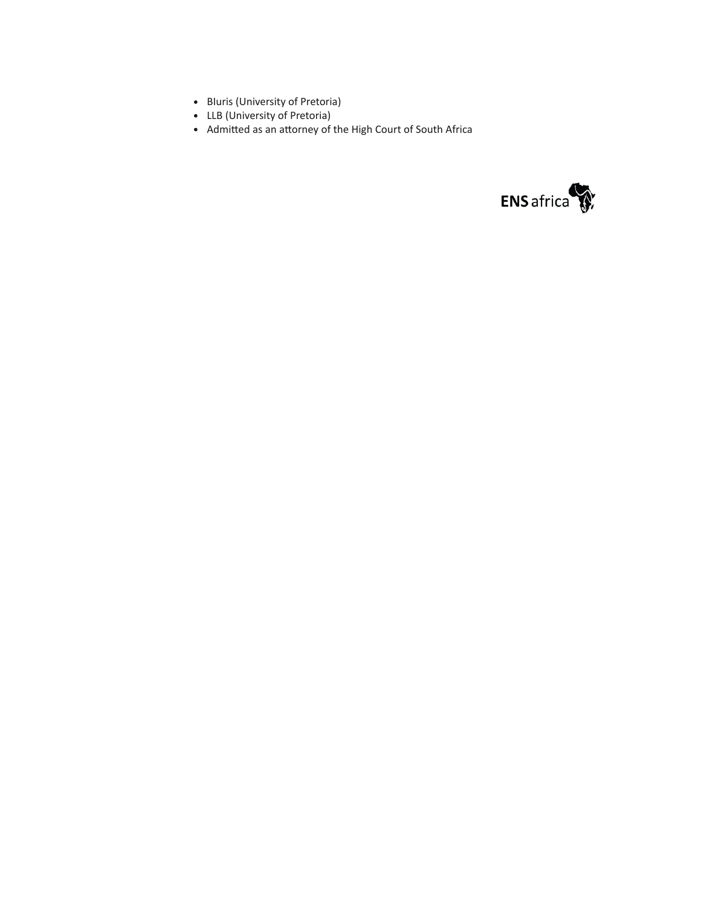- BIuris (University of Pretoria)
- LLB (University of Pretoria)
- Admitted as an attorney of the High Court of South Africa

ENS africa